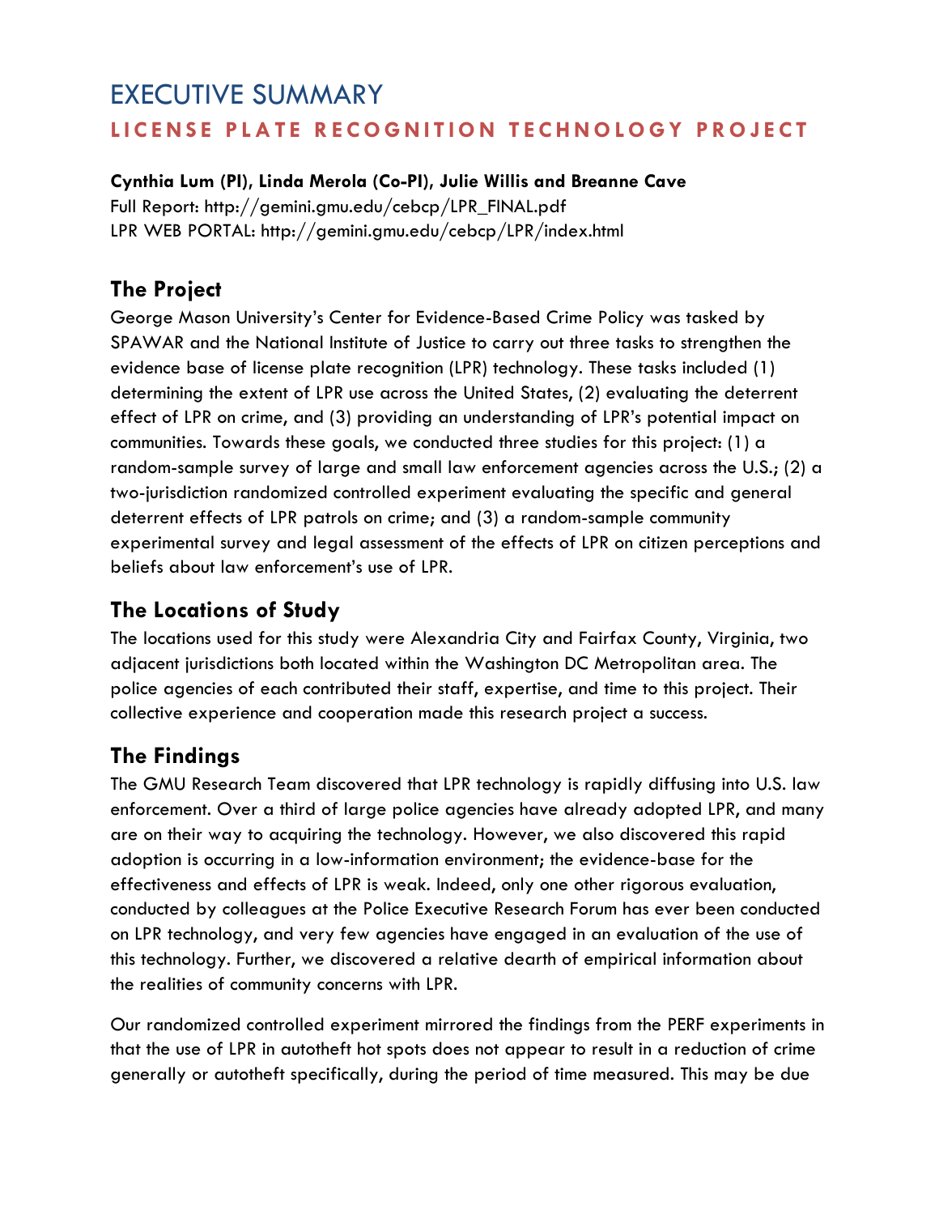# EXECUTIVE SUMMARY

## LICENSE PLATE RECOGNITION TECHNOLOGY PROJECT

**Cynthia Lum (PI), Linda Merola (Co-PI), Julie Willis and Breanne Cave**
Full Report: http://gemini.gmu.edu/cebcp/LPR_FINAL.pdf
LPR WEB PORTAL: http://gemini.gmu.edu/cebcp/LPR/index.html

### The Project

George Mason University's Center for Evidence-Based Crime Policy was tasked by SPAWAR and the National Institute of Justice to carry out three tasks to strengthen the evidence base of license plate recognition (LPR) technology. These tasks included (1) determining the extent of LPR use across the United States, (2) evaluating the deterrent effect of LPR on crime, and (3) providing an understanding of LPR's potential impact on communities. Towards these goals, we conducted three studies for this project: (1) a random-sample survey of large and small law enforcement agencies across the U.S.; (2) a two-jurisdiction randomized controlled experiment evaluating the specific and general deterrent effects of LPR patrols on crime; and (3) a random-sample community experimental survey and legal assessment of the effects of LPR on citizen perceptions and beliefs about law enforcement's use of LPR.

### The Locations of Study

The locations used for this study were Alexandria City and Fairfax County, Virginia, two adjacent jurisdictions both located within the Washington DC Metropolitan area. The police agencies of each contributed their staff, expertise, and time to this project. Their collective experience and cooperation made this research project a success.

### The Findings

The GMU Research Team discovered that LPR technology is rapidly diffusing into U.S. law enforcement. Over a third of large police agencies have already adopted LPR, and many are on their way to acquiring the technology. However, we also discovered this rapid adoption is occurring in a low-information environment; the evidence-base for the effectiveness and effects of LPR is weak. Indeed, only one other rigorous evaluation, conducted by colleagues at the Police Executive Research Forum has ever been conducted on LPR technology, and very few agencies have engaged in an evaluation of the use of this technology. Further, we discovered a relative dearth of empirical information about the realities of community concerns with LPR.

Our randomized controlled experiment mirrored the findings from the PERF experiments in that the use of LPR in autotheft hot spots does not appear to result in a reduction of crime generally or autotheft specifically, during the period of time measured. This may be due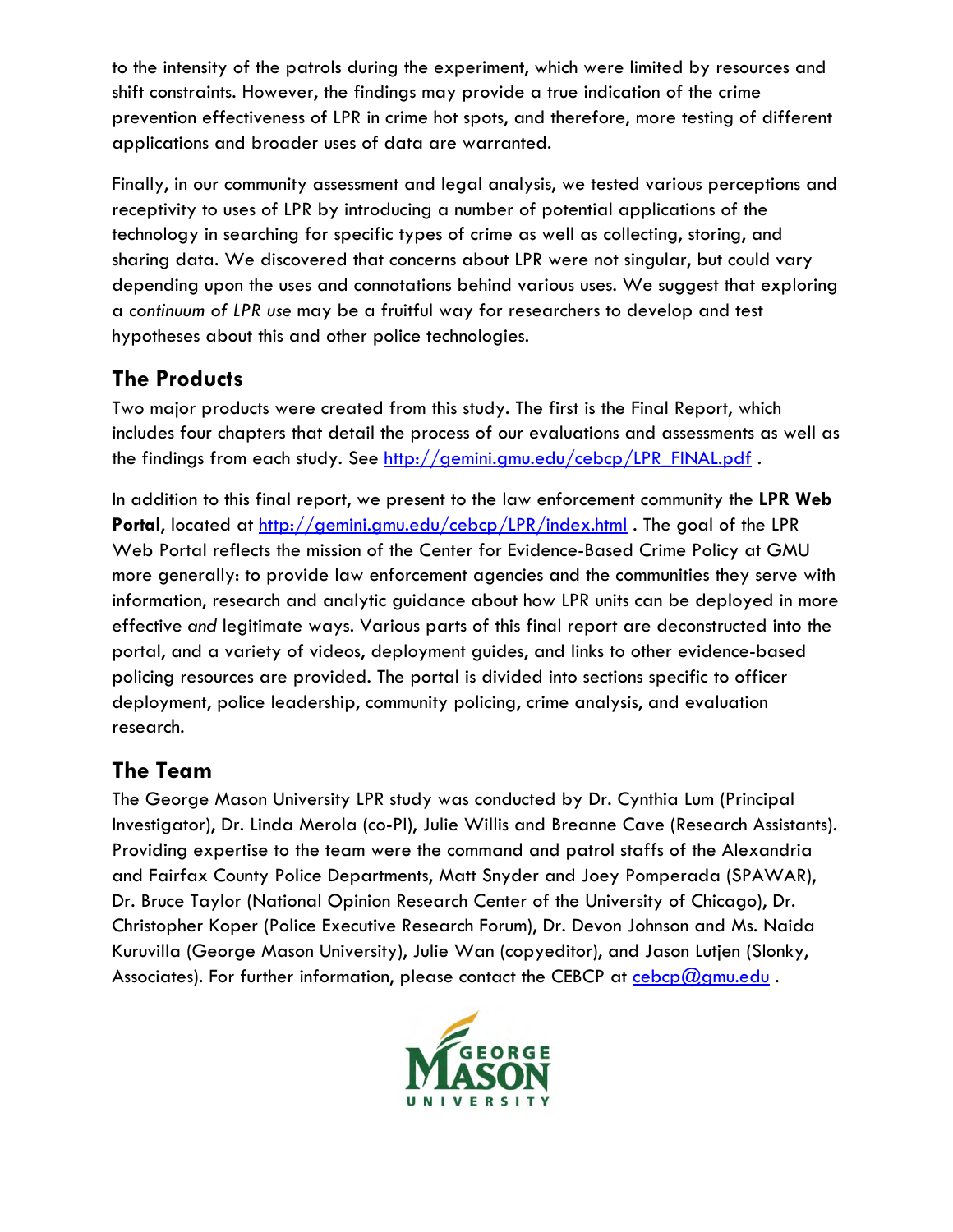to the intensity of the patrols during the experiment, which were limited by resources and shift constraints. However, the findings may provide a true indication of the crime prevention effectiveness of LPR in crime hot spots, and therefore, more testing of different applications and broader uses of data are warranted.

Finally, in our community assessment and legal analysis, we tested various perceptions and receptivity to uses of LPR by introducing a number of potential applications of the technology in searching for specific types of crime as well as collecting, storing, and sharing data. We discovered that concerns about LPR were not singular, but could vary depending upon the uses and connotations behind various uses. We suggest that exploring a *continuum of LPR use* may be a fruitful way for researchers to develop and test hypotheses about this and other police technologies.

## The Products

Two major products were created from this study. The first is the Final Report, which includes four chapters that detail the process of our evaluations and assessments as well as the findings from each study. See http://gemini.gmu.edu/cebcp/LPR_FINAL.pdf .

In addition to this final report, we present to the law enforcement community the **LPR Web Portal**, located at http://gemini.gmu.edu/cebcp/LPR/index.html . The goal of the LPR Web Portal reflects the mission of the Center for Evidence-Based Crime Policy at GMU more generally: to provide law enforcement agencies and the communities they serve with information, research and analytic guidance about how LPR units can be deployed in more effective *and* legitimate ways. Various parts of this final report are deconstructed into the portal, and a variety of videos, deployment guides, and links to other evidence-based policing resources are provided. The portal is divided into sections specific to officer deployment, police leadership, community policing, crime analysis, and evaluation research.

## The Team

The George Mason University LPR study was conducted by Dr. Cynthia Lum (Principal Investigator), Dr. Linda Merola (co-PI), Julie Willis and Breanne Cave (Research Assistants). Providing expertise to the team were the command and patrol staffs of the Alexandria and Fairfax County Police Departments, Matt Snyder and Joey Pomperada (SPAWAR), Dr. Bruce Taylor (National Opinion Research Center of the University of Chicago), Dr. Christopher Koper (Police Executive Research Forum), Dr. Devon Johnson and Ms. Naida Kuruvilla (George Mason University), Julie Wan (copyeditor), and Jason Lutjen (Slonky, Associates). For further information, please contact the CEBCP at cebcp@gmu.edu .

GEORGE MASON UNIVERSITY